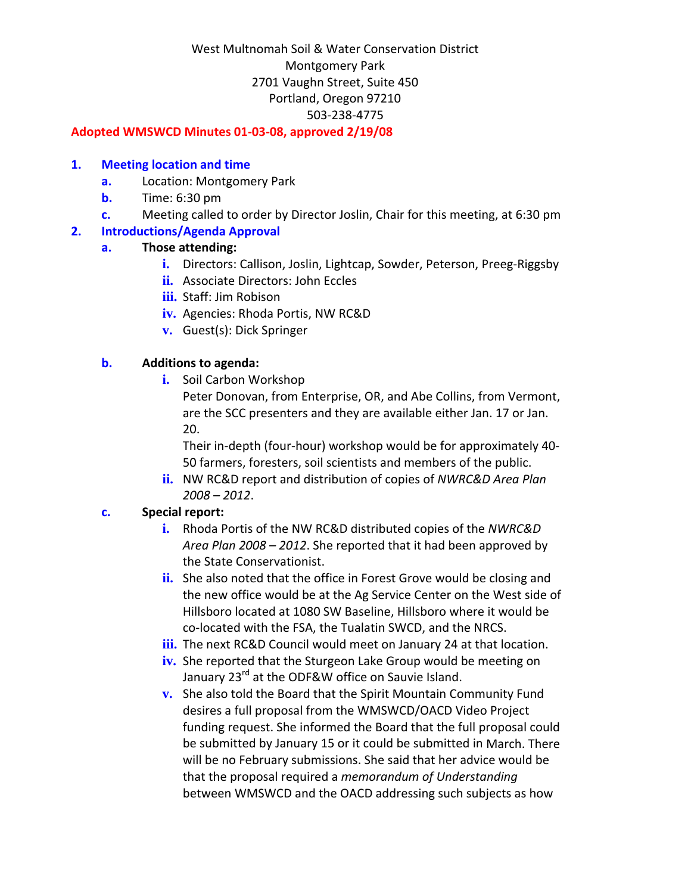West Multnomah Soil & Water Conservation District
Montgomery Park
2701 Vaughn Street, Suite 450
Portland, Oregon 97210
503-238-4775

**Adopted WMSWCD Minutes 01-03-08, approved 2/19/08**

1. **Meeting location and time**
   a. Location: Montgomery Park
   b. Time: 6:30 pm
   c. Meeting called to order by Director Joslin, Chair for this meeting, at 6:30 pm
2. **Introductions/Agenda Approval**
   a. **Those attending:**
      i. Directors: Callison, Joslin, Lightcap, Sowder, Peterson, Preeg-Riggsby
      ii. Associate Directors: John Eccles
      iii. Staff: Jim Robison
      iv. Agencies: Rhoda Portis, NW RC&D
      v. Guest(s): Dick Springer

   b. **Additions to agenda:**
      i. Soil Carbon Workshop
         Peter Donovan, from Enterprise, OR, and Abe Collins, from Vermont, are the SCC presenters and they are available either Jan. 17 or Jan. 20.
         Their in-depth (four-hour) workshop would be for approximately 40-50 farmers, foresters, soil scientists and members of the public.
      ii. NW RC&D report and distribution of copies of *NWRC&D Area Plan 2008 – 2012*.
   c. **Special report:**
      i. Rhoda Portis of the NW RC&D distributed copies of the *NWRC&D Area Plan 2008 – 2012*. She reported that it had been approved by the State Conservationist.
      ii. She also noted that the office in Forest Grove would be closing and the new office would be at the Ag Service Center on the West side of Hillsboro located at 1080 SW Baseline, Hillsboro where it would be co-located with the FSA, the Tualatin SWCD, and the NRCS.
      iii. The next RC&D Council would meet on January 24 at that location.
      iv. She reported that the Sturgeon Lake Group would be meeting on January 23rd at the ODF&W office on Sauvie Island.
      v. She also told the Board that the Spirit Mountain Community Fund desires a full proposal from the WMSWCD/OACD Video Project funding request. She informed the Board that the full proposal could be submitted by January 15 or it could be submitted in March. There will be no February submissions. She said that her advice would be that the proposal required a *memorandum of Understanding* between WMSWCD and the OACD addressing such subjects as how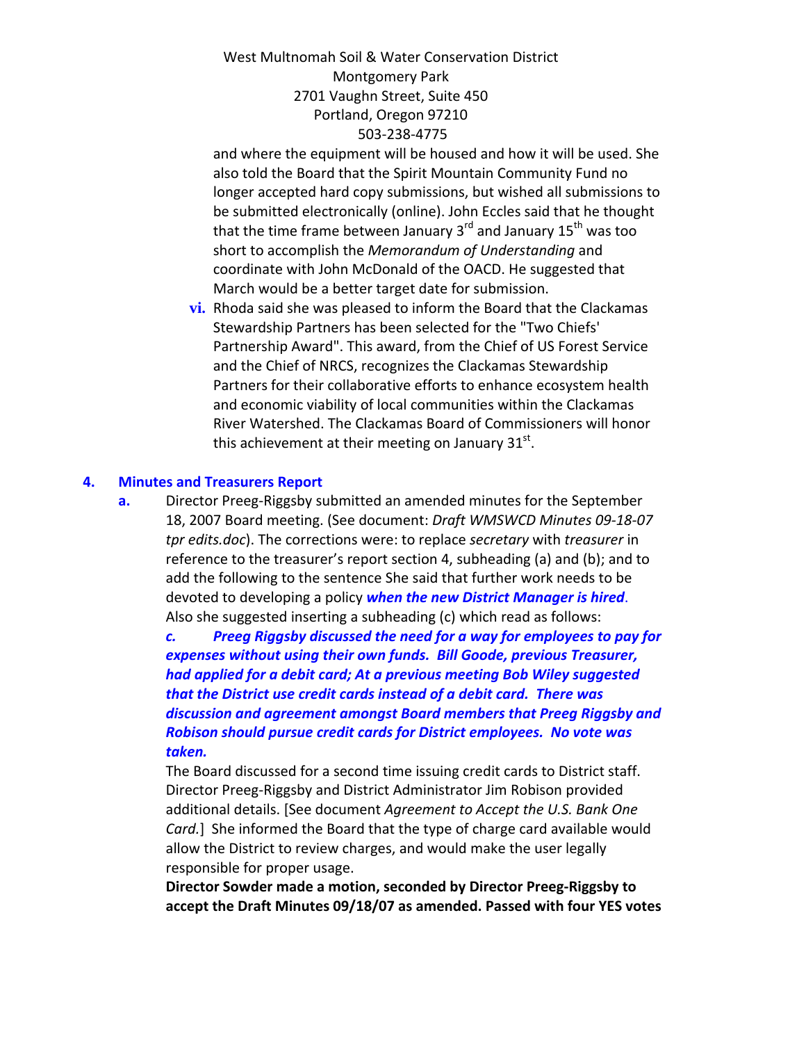and where the equipment will be housed and how it will be used. She also told the Board that the Spirit Mountain Community Fund no longer accepted hard copy submissions, but wished all submissions to be submitted electronically (online). John Eccles said that he thought that the time frame between January 3rd and January 15th was too short to accomplish the *Memorandum of Understanding* and coordinate with John McDonald of the OACD. He suggested that March would be a better target date for submission.

**vi.** Rhoda said she was pleased to inform the Board that the Clackamas Stewardship Partners has been selected for the "Two Chiefs' Partnership Award". This award, from the Chief of US Forest Service and the Chief of NRCS, recognizes the Clackamas Stewardship Partners for their collaborative efforts to enhance ecosystem health and economic viability of local communities within the Clackamas River Watershed. The Clackamas Board of Commissioners will honor this achievement at their meeting on January 31st.

## 4. Minutes and Treasurers Report

**a.** Director Preeg-Riggsby submitted an amended minutes for the September 18, 2007 Board meeting. (See document: *Draft WMSWCD Minutes 09-18-07 tpr edits.doc*). The corrections were: to replace *secretary* with *treasurer* in reference to the treasurer's report section 4, subheading (a) and (b); and to add the following to the sentence She said that further work needs to be devoted to developing a policy ***when the new District Manager is hired***. Also she suggested inserting a subheading (c) which read as follows:

***c. Preeg Riggsby discussed the need for a way for employees to pay for expenses without using their own funds. Bill Goode, previous Treasurer, had applied for a debit card; At a previous meeting Bob Wiley suggested that the District use credit cards instead of a debit card. There was discussion and agreement amongst Board members that Preeg Riggsby and Robison should pursue credit cards for District employees. No vote was taken.***

The Board discussed for a second time issuing credit cards to District staff. Director Preeg-Riggsby and District Administrator Jim Robison provided additional details. [See document *Agreement to Accept the U.S. Bank One Card.*] She informed the Board that the type of charge card available would allow the District to review charges, and would make the user legally responsible for proper usage.

**Director Sowder made a motion, seconded by Director Preeg-Riggsby to accept the Draft Minutes 09/18/07 as amended. Passed with four YES votes**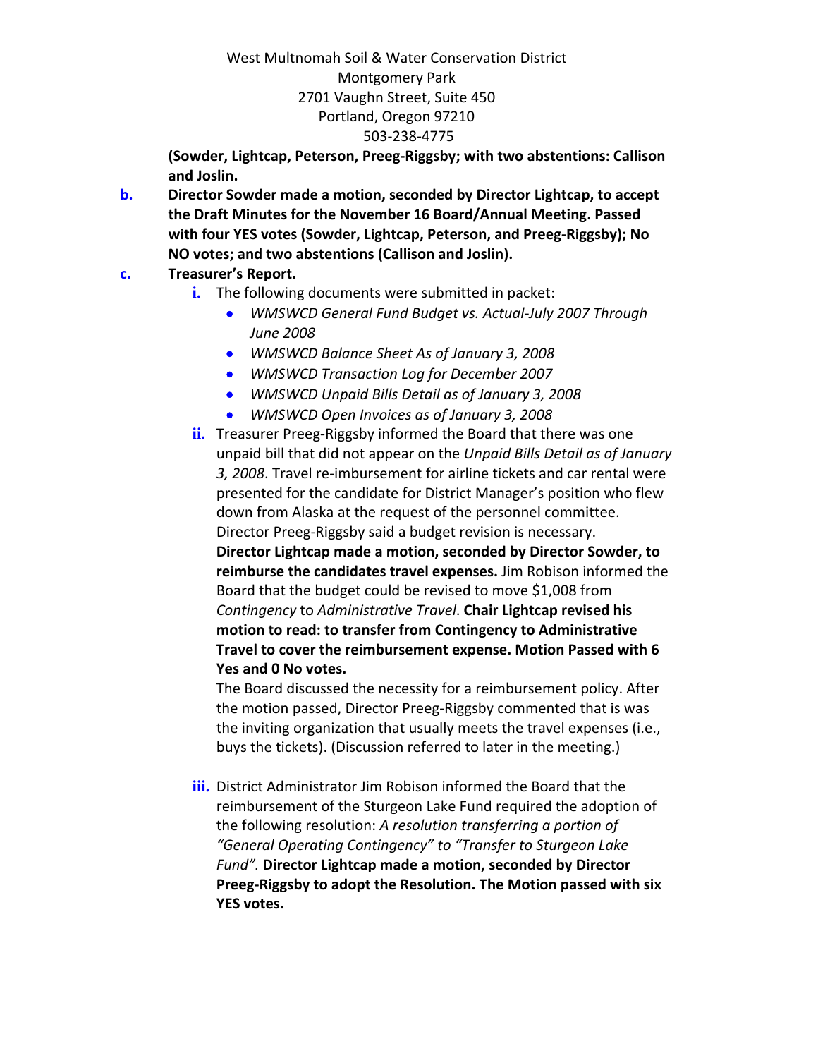(Sowder, Lightcap, Peterson, Preeg-Riggsby; with two abstentions: Callison and Joslin.

**b.** **Director Sowder made a motion, seconded by Director Lightcap, to accept the Draft Minutes for the November 16 Board/Annual Meeting. Passed with four YES votes (Sowder, Lightcap, Peterson, and Preeg-Riggsby); No NO votes; and two abstentions (Callison and Joslin).**

**c.** **Treasurer's Report.**

- **i.** The following documents were submitted in packet:
  - *WMSWCD General Fund Budget vs. Actual-July 2007 Through June 2008*
  - *WMSWCD Balance Sheet As of January 3, 2008*
  - *WMSWCD Transaction Log for December 2007*
  - *WMSWCD Unpaid Bills Detail as of January 3, 2008*
  - *WMSWCD Open Invoices as of January 3, 2008*

- **ii.** Treasurer Preeg-Riggsby informed the Board that there was one unpaid bill that did not appear on the *Unpaid Bills Detail as of January 3, 2008*. Travel re-imbursement for airline tickets and car rental were presented for the candidate for District Manager's position who flew down from Alaska at the request of the personnel committee. Director Preeg-Riggsby said a budget revision is necessary. **Director Lightcap made a motion, seconded by Director Sowder, to reimburse the candidates travel expenses.** Jim Robison informed the Board that the budget could be revised to move $1,008 from *Contingency* to *Administrative Travel*. **Chair Lightcap revised his motion to read: to transfer from Contingency to Administrative Travel to cover the reimbursement expense. Motion Passed with 6 Yes and 0 No votes.**

  The Board discussed the necessity for a reimbursement policy. After the motion passed, Director Preeg-Riggsby commented that is was the inviting organization that usually meets the travel expenses (i.e., buys the tickets). (Discussion referred to later in the meeting.)

- **iii.** District Administrator Jim Robison informed the Board that the reimbursement of the Sturgeon Lake Fund required the adoption of the following resolution: *A resolution transferring a portion of "General Operating Contingency" to "Transfer to Sturgeon Lake Fund".* **Director Lightcap made a motion, seconded by Director Preeg-Riggsby to adopt the Resolution. The Motion passed with six YES votes.**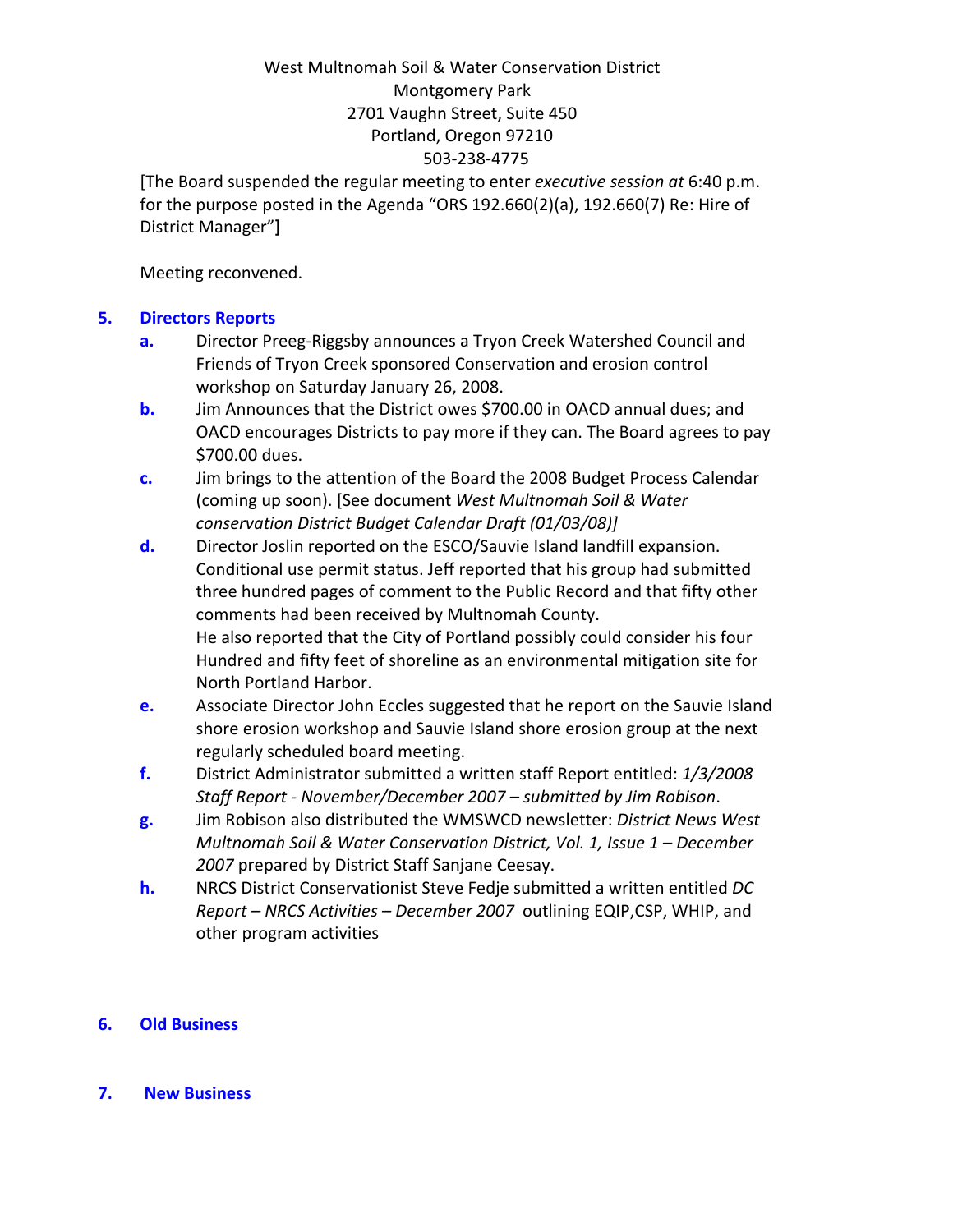West Multnomah Soil & Water Conservation District
Montgomery Park
2701 Vaughn Street, Suite 450
Portland, Oregon 97210
503-238-4775

[The Board suspended the regular meeting to enter *executive session at* 6:40 p.m. for the purpose posted in the Agenda "ORS 192.660(2)(a), 192.660(7) Re: Hire of District Manager"**]**

Meeting reconvened.

## 5. Directors Reports

**a.** Director Preeg-Riggsby announces a Tryon Creek Watershed Council and Friends of Tryon Creek sponsored Conservation and erosion control workshop on Saturday January 26, 2008.

**b.** Jim Announces that the District owes $700.00 in OACD annual dues; and OACD encourages Districts to pay more if they can. The Board agrees to pay $700.00 dues.

**c.** Jim brings to the attention of the Board the 2008 Budget Process Calendar (coming up soon). [See document *West Multnomah Soil & Water conservation District Budget Calendar Draft (01/03/08)]*

**d.** Director Joslin reported on the ESCO/Sauvie Island landfill expansion. Conditional use permit status. Jeff reported that his group had submitted three hundred pages of comment to the Public Record and that fifty other comments had been received by Multnomah County.
He also reported that the City of Portland possibly could consider his four Hundred and fifty feet of shoreline as an environmental mitigation site for North Portland Harbor.

**e.** Associate Director John Eccles suggested that he report on the Sauvie Island shore erosion workshop and Sauvie Island shore erosion group at the next regularly scheduled board meeting.

**f.** District Administrator submitted a written staff Report entitled: *1/3/2008 Staff Report - November/December 2007 – submitted by Jim Robison*.

**g.** Jim Robison also distributed the WMSWCD newsletter: *District News West Multnomah Soil & Water Conservation District, Vol. 1, Issue 1 – December 2007* prepared by District Staff Sanjane Ceesay.

**h.** NRCS District Conservationist Steve Fedje submitted a written entitled *DC Report – NRCS Activities – December 2007* outlining EQIP,CSP, WHIP, and other program activities

## 6. Old Business

## 7. New Business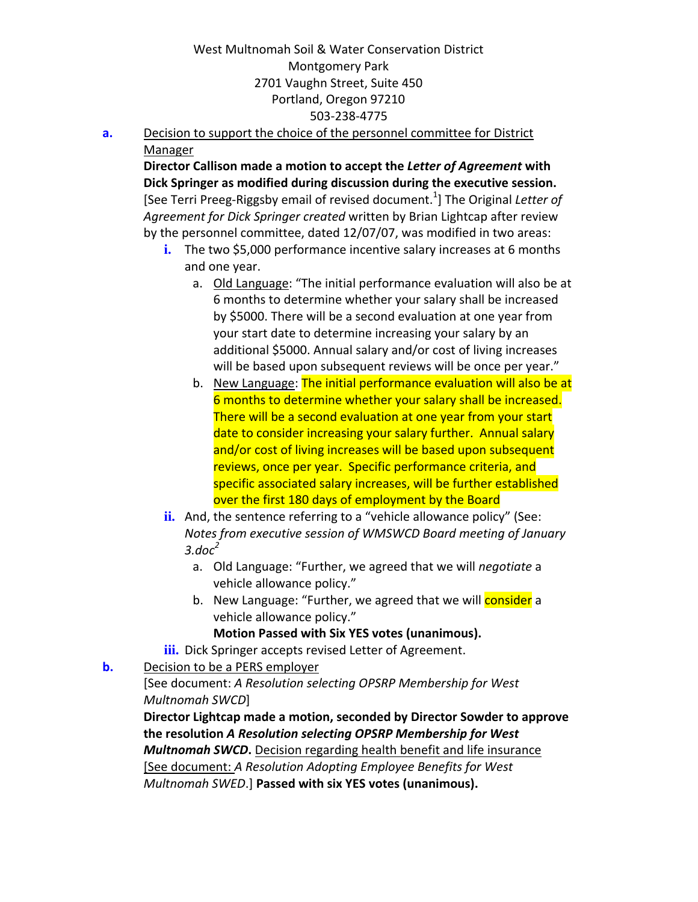West Multnomah Soil & Water Conservation District
Montgomery Park
2701 Vaughn Street, Suite 450
Portland, Oregon 97210
503-238-4775

**a.** Decision to support the choice of the personnel committee for District Manager

**Director Callison made a motion to accept the *Letter of Agreement* with Dick Springer as modified during discussion during the executive session.** [See Terri Preeg-Riggsby email of revised document.[1]] The Original *Letter of Agreement for Dick Springer created* written by Brian Lightcap after review by the personnel committee, dated 12/07/07, was modified in two areas:

- **i.** The two $5,000 performance incentive salary increases at 6 months and one year.
  - a. Old Language: "The initial performance evaluation will also be at 6 months to determine whether your salary shall be increased by $5000. There will be a second evaluation at one year from your start date to determine increasing your salary by an additional $5000. Annual salary and/or cost of living increases will be based upon subsequent reviews will be once per year."
  - b. New Language: The initial performance evaluation will also be at 6 months to determine whether your salary shall be increased. There will be a second evaluation at one year from your start date to consider increasing your salary further. Annual salary and/or cost of living increases will be based upon subsequent reviews, once per year. Specific performance criteria, and specific associated salary increases, will be further established over the first 180 days of employment by the Board
- **ii.** And, the sentence referring to a "vehicle allowance policy" (See: *Notes from executive session of WMSWCD Board meeting of January 3.doc*[2]
  - a. Old Language: "Further, we agreed that we will *negotiate* a vehicle allowance policy."
  - b. New Language: "Further, we agreed that we will consider a vehicle allowance policy."

  **Motion Passed with Six YES votes (unanimous).**
- **iii.** Dick Springer accepts revised Letter of Agreement.

**b.** Decision to be a PERS employer

[See document: *A Resolution selecting OPSRP Membership for West Multnomah SWCD*]

**Director Lightcap made a motion, seconded by Director Sowder to approve the resolution *A Resolution selecting OPSRP Membership for West Multnomah SWCD*.** Decision regarding health benefit and life insurance [See document: *A Resolution Adopting Employee Benefits for West Multnomah SWED*.] **Passed with six YES votes (unanimous).**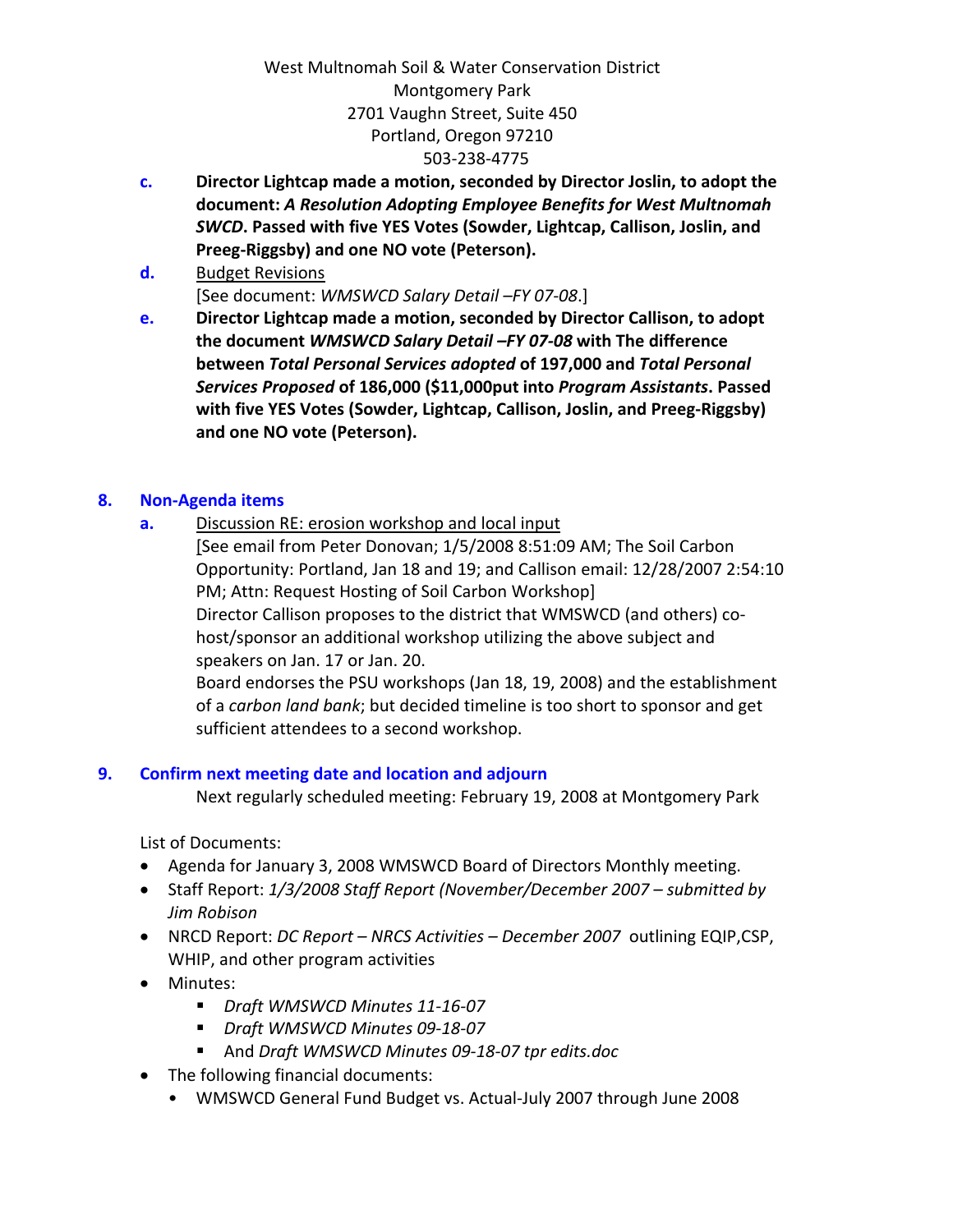West Multnomah Soil & Water Conservation District
Montgomery Park
2701 Vaughn Street, Suite 450
Portland, Oregon 97210
503-238-4775

**c.** **Director Lightcap made a motion, seconded by Director Joslin, to adopt the document: *A Resolution Adopting Employee Benefits for West Multnomah SWCD*. Passed with five YES Votes (Sowder, Lightcap, Callison, Joslin, and Preeg-Riggsby) and one NO vote (Peterson).**

**d.** Budget Revisions
[See document: *WMSWCD Salary Detail –FY 07-08*.]

**e.** **Director Lightcap made a motion, seconded by Director Callison, to adopt the document *WMSWCD Salary Detail –FY 07-08* with The difference between *Total Personal Services adopted* of 197,000 and *Total Personal Services Proposed* of 186,000 ($11,000put into *Program Assistants*. Passed with five YES Votes (Sowder, Lightcap, Callison, Joslin, and Preeg-Riggsby) and one NO vote (Peterson).**

## 8. Non-Agenda items

**a.** Discussion RE: erosion workshop and local input
[See email from Peter Donovan; 1/5/2008 8:51:09 AM; The Soil Carbon Opportunity: Portland, Jan 18 and 19; and Callison email: 12/28/2007 2:54:10 PM; Attn: Request Hosting of Soil Carbon Workshop]
Director Callison proposes to the district that WMSWCD (and others) co-host/sponsor an additional workshop utilizing the above subject and speakers on Jan. 17 or Jan. 20.
Board endorses the PSU workshops (Jan 18, 19, 2008) and the establishment of a *carbon land bank*; but decided timeline is too short to sponsor and get sufficient attendees to a second workshop.

## 9. Confirm next meeting date and location and adjourn

Next regularly scheduled meeting: February 19, 2008 at Montgomery Park

List of Documents:

- Agenda for January 3, 2008 WMSWCD Board of Directors Monthly meeting.
- Staff Report: *1/3/2008 Staff Report (November/December 2007 – submitted by Jim Robison*
- NRCD Report: *DC Report – NRCS Activities – December 2007* outlining EQIP,CSP, WHIP, and other program activities
- Minutes:
  - *Draft WMSWCD Minutes 11-16-07*
  - *Draft WMSWCD Minutes 09-18-07*
  - And *Draft WMSWCD Minutes 09-18-07 tpr edits.doc*
- The following financial documents:
  - WMSWCD General Fund Budget vs. Actual-July 2007 through June 2008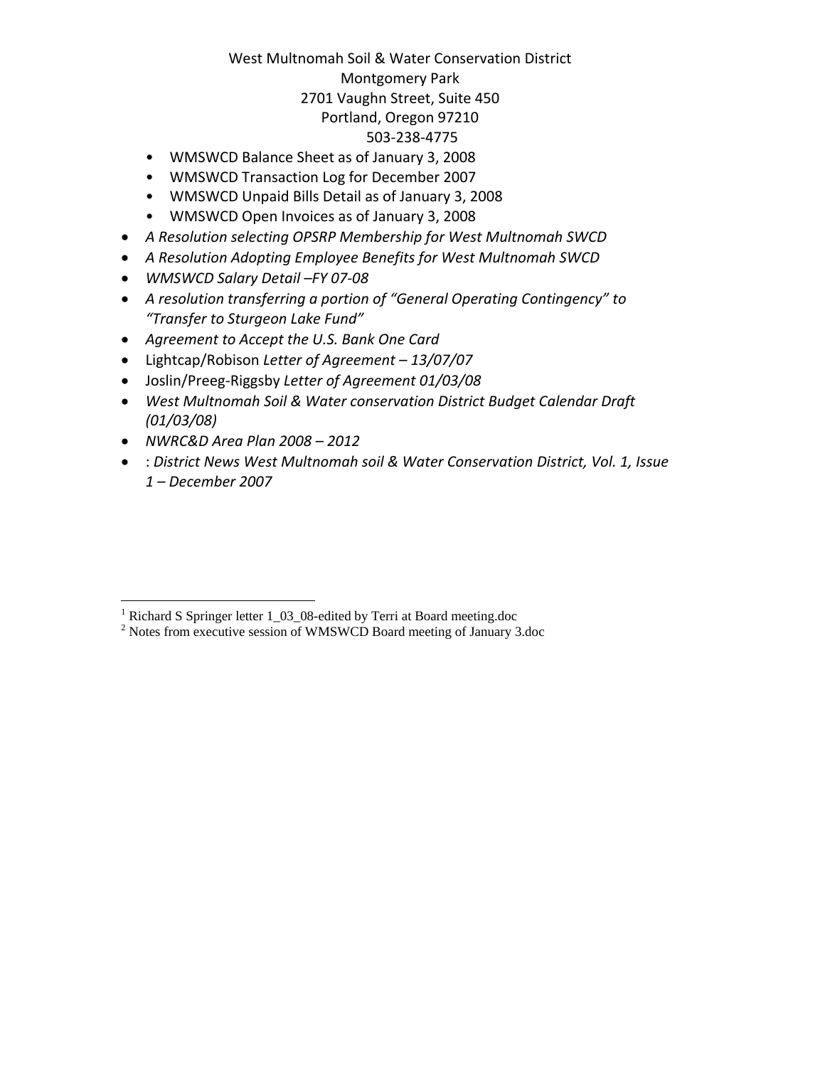West Multnomah Soil & Water Conservation District
Montgomery Park
2701 Vaughn Street, Suite 450
Portland, Oregon 97210
503-238-4775

- WMSWCD Balance Sheet as of January 3, 2008
- WMSWCD Transaction Log for December 2007
- WMSWCD Unpaid Bills Detail as of January 3, 2008
- WMSWCD Open Invoices as of January 3, 2008

- *A Resolution selecting OPSRP Membership for West Multnomah SWCD*
- *A Resolution Adopting Employee Benefits for West Multnomah SWCD*
- *WMSWCD Salary Detail –FY 07-08*
- *A resolution transferring a portion of "General Operating Contingency" to "Transfer to Sturgeon Lake Fund"*
- *Agreement to Accept the U.S. Bank One Card*
- Lightcap/Robison *Letter of Agreement – 13/07/07*
- Joslin/Preeg-Riggsby *Letter of Agreement 01/03/08*
- *West Multnomah Soil & Water conservation District Budget Calendar Draft (01/03/08)*
- *NWRC&D Area Plan 2008 – 2012*
- : *District News West Multnomah soil & Water Conservation District, Vol. 1, Issue 1 – December 2007*

---

[1] Richard S Springer letter 1_03_08-edited by Terri at Board meeting.doc

[2] Notes from executive session of WMSWCD Board meeting of January 3.doc